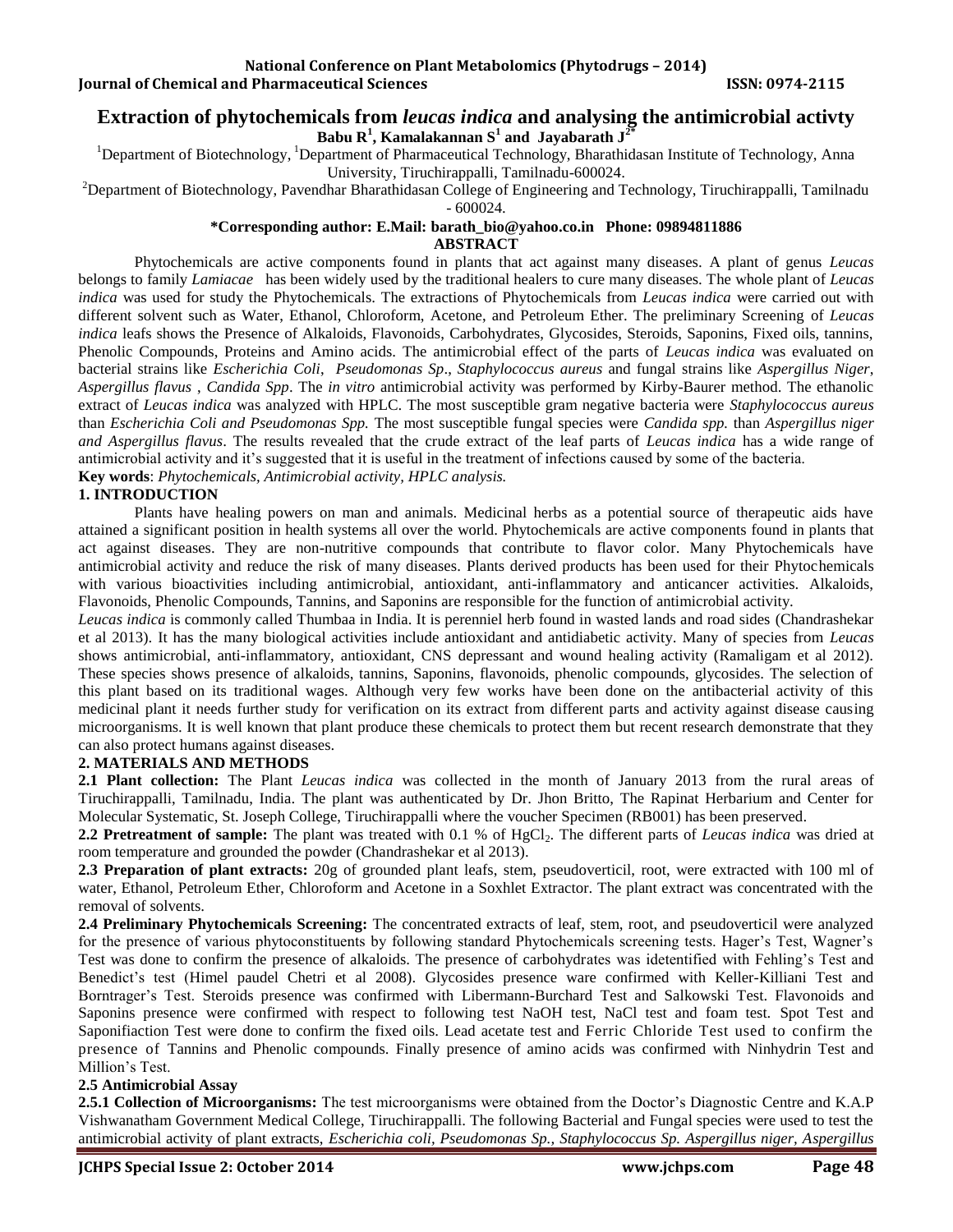# Extraction of phytochemicals from *leucas indica* and analysing the antimicrobial activty

**Babu R[1], Kamalakannan S[1] and Jayabarath J[2*]**

[1]Department of Biotechnology, [1]Department of Pharmaceutical Technology, Bharathidasan Institute of Technology, Anna University, Tiruchirappalli, Tamilnadu-600024.

[2]Department of Biotechnology, Pavendhar Bharathidasan College of Engineering and Technology, Tiruchirappalli, Tamilnadu - 600024.

**\*Corresponding author: E.Mail: barath_bio@yahoo.co.in Phone: 09894811886**

## ABSTRACT

Phytochemicals are active components found in plants that act against many diseases. A plant of genus *Leucas* belongs to family *Lamiacae* has been widely used by the traditional healers to cure many diseases. The whole plant of *Leucas indica* was used for study the Phytochemicals. The extractions of Phytochemicals from *Leucas indica* were carried out with different solvent such as Water, Ethanol, Chloroform, Acetone, and Petroleum Ether. The preliminary Screening of *Leucas indica* leafs shows the Presence of Alkaloids, Flavonoids, Carbohydrates, Glycosides, Steroids, Saponins, Fixed oils, tannins, Phenolic Compounds, Proteins and Amino acids. The antimicrobial effect of the parts of *Leucas indica* was evaluated on bacterial strains like *Escherichia Coli*, *Pseudomonas Sp*., *Staphylococcus aureus* and fungal strains like *Aspergillus Niger*, *Aspergillus flavus* , *Candida Spp*. The *in vitro* antimicrobial activity was performed by Kirby-Baurer method. The ethanolic extract of *Leucas indica* was analyzed with HPLC. The most susceptible gram negative bacteria were *Staphylococcus aureus* than *Escherichia Coli and Pseudomonas Spp.* The most susceptible fungal species were *Candida spp.* than *Aspergillus niger and Aspergillus flavus*. The results revealed that the crude extract of the leaf parts of *Leucas indica* has a wide range of antimicrobial activity and it's suggested that it is useful in the treatment of infections caused by some of the bacteria.

**Key words**: *Phytochemicals, Antimicrobial activity, HPLC analysis.*

## 1. INTRODUCTION

Plants have healing powers on man and animals. Medicinal herbs as a potential source of therapeutic aids have attained a significant position in health systems all over the world. Phytochemicals are active components found in plants that act against diseases. They are non-nutritive compounds that contribute to flavor color. Many Phytochemicals have antimicrobial activity and reduce the risk of many diseases. Plants derived products has been used for their Phytochemicals with various bioactivities including antimicrobial, antioxidant, anti-inflammatory and anticancer activities. Alkaloids, Flavonoids, Phenolic Compounds, Tannins, and Saponins are responsible for the function of antimicrobial activity.

*Leucas indica* is commonly called Thumbaa in India. It is perenniel herb found in wasted lands and road sides (Chandrashekar et al 2013). It has the many biological activities include antioxidant and antidiabetic activity. Many of species from *Leucas* shows antimicrobial, anti-inflammatory, antioxidant, CNS depressant and wound healing activity (Ramaligam et al 2012). These species shows presence of alkaloids, tannins, Saponins, flavonoids, phenolic compounds, glycosides. The selection of this plant based on its traditional wages. Although very few works have been done on the antibacterial activity of this medicinal plant it needs further study for verification on its extract from different parts and activity against disease causing microorganisms. It is well known that plant produce these chemicals to protect them but recent research demonstrate that they can also protect humans against diseases.

## 2. MATERIALS AND METHODS

**2.1 Plant collection:** The Plant *Leucas indica* was collected in the month of January 2013 from the rural areas of Tiruchirappalli, Tamilnadu, India. The plant was authenticated by Dr. Jhon Britto, The Rapinat Herbarium and Center for Molecular Systematic, St. Joseph College, Tiruchirappalli where the voucher Specimen (RB001) has been preserved.

**2.2 Pretreatment of sample:** The plant was treated with 0.1 % of $HgCl_2$. The different parts of *Leucas indica* was dried at room temperature and grounded the powder (Chandrashekar et al 2013).

**2.3 Preparation of plant extracts:** 20g of grounded plant leafs, stem, pseudoverticil, root, were extracted with 100 ml of water, Ethanol, Petroleum Ether, Chloroform and Acetone in a Soxhlet Extractor. The plant extract was concentrated with the removal of solvents.

**2.4 Preliminary Phytochemicals Screening:** The concentrated extracts of leaf, stem, root, and pseudoverticil were analyzed for the presence of various phytoconstituents by following standard Phytochemicals screening tests. Hager's Test, Wagner's Test was done to confirm the presence of alkaloids. The presence of carbohydrates was idetentified with Fehling's Test and Benedict's test (Himel paudel Chetri et al 2008). Glycosides presence ware confirmed with Keller-Killiani Test and Borntrager's Test. Steroids presence was confirmed with Libermann-Burchard Test and Salkowski Test. Flavonoids and Saponins presence were confirmed with respect to following test NaOH test, NaCl test and foam test. Spot Test and Saponifiaction Test were done to confirm the fixed oils. Lead acetate test and Ferric Chloride Test used to confirm the presence of Tannins and Phenolic compounds. Finally presence of amino acids was confirmed with Ninhydrin Test and Million's Test.

### 2.5 Antimicrobial Assay

**2.5.1 Collection of Microorganisms:** The test microorganisms were obtained from the Doctor's Diagnostic Centre and K.A.P Vishwanatham Government Medical College, Tiruchirappalli. The following Bacterial and Fungal species were used to test the antimicrobial activity of plant extracts, *Escherichia coli, Pseudomonas Sp., Staphylococcus Sp. Aspergillus niger, Aspergillus*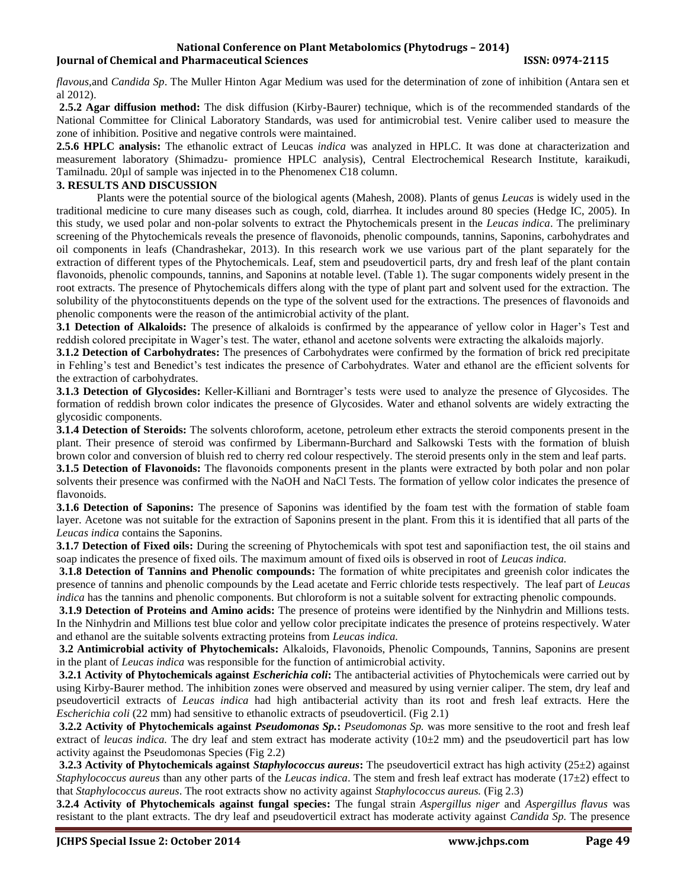*flavous,*and *Candida Sp*. The Muller Hinton Agar Medium was used for the determination of zone of inhibition (Antara sen et al 2012).

**2.5.2 Agar diffusion method:** The disk diffusion (Kirby-Baurer) technique, which is of the recommended standards of the National Committee for Clinical Laboratory Standards, was used for antimicrobial test. Venire caliber used to measure the zone of inhibition. Positive and negative controls were maintained.

**2.5.6 HPLC analysis:** The ethanolic extract of Leucas *indica* was analyzed in HPLC. It was done at characterization and measurement laboratory (Shimadzu- promience HPLC analysis), Central Electrochemical Research Institute, karaikudi, Tamilnadu. 20µl of sample was injected in to the Phenomenex C18 column.

## 3. RESULTS AND DISCUSSION

Plants were the potential source of the biological agents (Mahesh, 2008). Plants of genus *Leucas* is widely used in the traditional medicine to cure many diseases such as cough, cold, diarrhea. It includes around 80 species (Hedge IC, 2005). In this study, we used polar and non-polar solvents to extract the Phytochemicals present in the *Leucas indica*. The preliminary screening of the Phytochemicals reveals the presence of flavonoids, phenolic compounds, tannins, Saponins, carbohydrates and oil components in leafs (Chandrashekar, 2013). In this research work we use various part of the plant separately for the extraction of different types of the Phytochemicals. Leaf, stem and pseudoverticil parts, dry and fresh leaf of the plant contain flavonoids, phenolic compounds, tannins, and Saponins at notable level. (Table 1). The sugar components widely present in the root extracts. The presence of Phytochemicals differs along with the type of plant part and solvent used for the extraction. The solubility of the phytoconstituents depends on the type of the solvent used for the extractions. The presences of flavonoids and phenolic components were the reason of the antimicrobial activity of the plant.

**3.1 Detection of Alkaloids:** The presence of alkaloids is confirmed by the appearance of yellow color in Hager's Test and reddish colored precipitate in Wager's test. The water, ethanol and acetone solvents were extracting the alkaloids majorly.

**3.1.2 Detection of Carbohydrates:** The presences of Carbohydrates were confirmed by the formation of brick red precipitate in Fehling's test and Benedict's test indicates the presence of Carbohydrates. Water and ethanol are the efficient solvents for the extraction of carbohydrates.

**3.1.3 Detection of Glycosides:** Keller-Killiani and Borntrager's tests were used to analyze the presence of Glycosides. The formation of reddish brown color indicates the presence of Glycosides. Water and ethanol solvents are widely extracting the glycosidic components.

**3.1.4 Detection of Steroids:** The solvents chloroform, acetone, petroleum ether extracts the steroid components present in the plant. Their presence of steroid was confirmed by Libermann-Burchard and Salkowski Tests with the formation of bluish brown color and conversion of bluish red to cherry red colour respectively. The steroid presents only in the stem and leaf parts.

**3.1.5 Detection of Flavonoids:** The flavonoids components present in the plants were extracted by both polar and non polar solvents their presence was confirmed with the NaOH and NaCl Tests. The formation of yellow color indicates the presence of flavonoids.

**3.1.6 Detection of Saponins:** The presence of Saponins was identified by the foam test with the formation of stable foam layer. Acetone was not suitable for the extraction of Saponins present in the plant. From this it is identified that all parts of the *Leucas indica* contains the Saponins.

**3.1.7 Detection of Fixed oils:** During the screening of Phytochemicals with spot test and saponifiaction test, the oil stains and soap indicates the presence of fixed oils. The maximum amount of fixed oils is observed in root of *Leucas indica.*

**3.1.8 Detection of Tannins and Phenolic compounds:** The formation of white precipitates and greenish color indicates the presence of tannins and phenolic compounds by the Lead acetate and Ferric chloride tests respectively. The leaf part of *Leucas indica* has the tannins and phenolic components. But chloroform is not a suitable solvent for extracting phenolic compounds.

**3.1.9 Detection of Proteins and Amino acids:** The presence of proteins were identified by the Ninhydrin and Millions tests. In the Ninhydrin and Millions test blue color and yellow color precipitate indicates the presence of proteins respectively. Water and ethanol are the suitable solvents extracting proteins from *Leucas indica.*

**3.2 Antimicrobial activity of Phytochemicals:** Alkaloids, Flavonoids, Phenolic Compounds, Tannins, Saponins are present in the plant of *Leucas indica* was responsible for the function of antimicrobial activity.

**3.2.1 Activity of Phytochemicals against *Escherichia coli*:** The antibacterial activities of Phytochemicals were carried out by using Kirby-Baurer method. The inhibition zones were observed and measured by using vernier caliper. The stem, dry leaf and pseudoverticil extracts of *Leucas indica* had high antibacterial activity than its root and fresh leaf extracts. Here the *Escherichia coli* (22 mm) had sensitive to ethanolic extracts of pseudoverticil. (Fig 2.1)

**3.2.2 Activity of Phytochemicals against *Pseudomonas Sp.*:** *Pseudomonas Sp.* was more sensitive to the root and fresh leaf extract of *leucas indica.* The dry leaf and stem extract has moderate activity ($10\pm2$ mm) and the pseudoverticil part has low activity against the Pseudomonas Species (Fig 2.2)

**3.2.3 Activity of Phytochemicals against *Staphylococcus aureus*:** The pseudoverticil extract has high activity ($25\pm2$) against *Staphylococcus aureus* than any other parts of the *Leucas indica*. The stem and fresh leaf extract has moderate ($17\pm2$) effect to that *Staphylococcus aureus*. The root extracts show no activity against *Staphylococcus aureus.* (Fig 2.3)

**3.2.4 Activity of Phytochemicals against fungal species:** The fungal strain *Aspergillus niger* and *Aspergillus flavus* was resistant to the plant extracts. The dry leaf and pseudoverticil extract has moderate activity against *Candida Sp.* The presence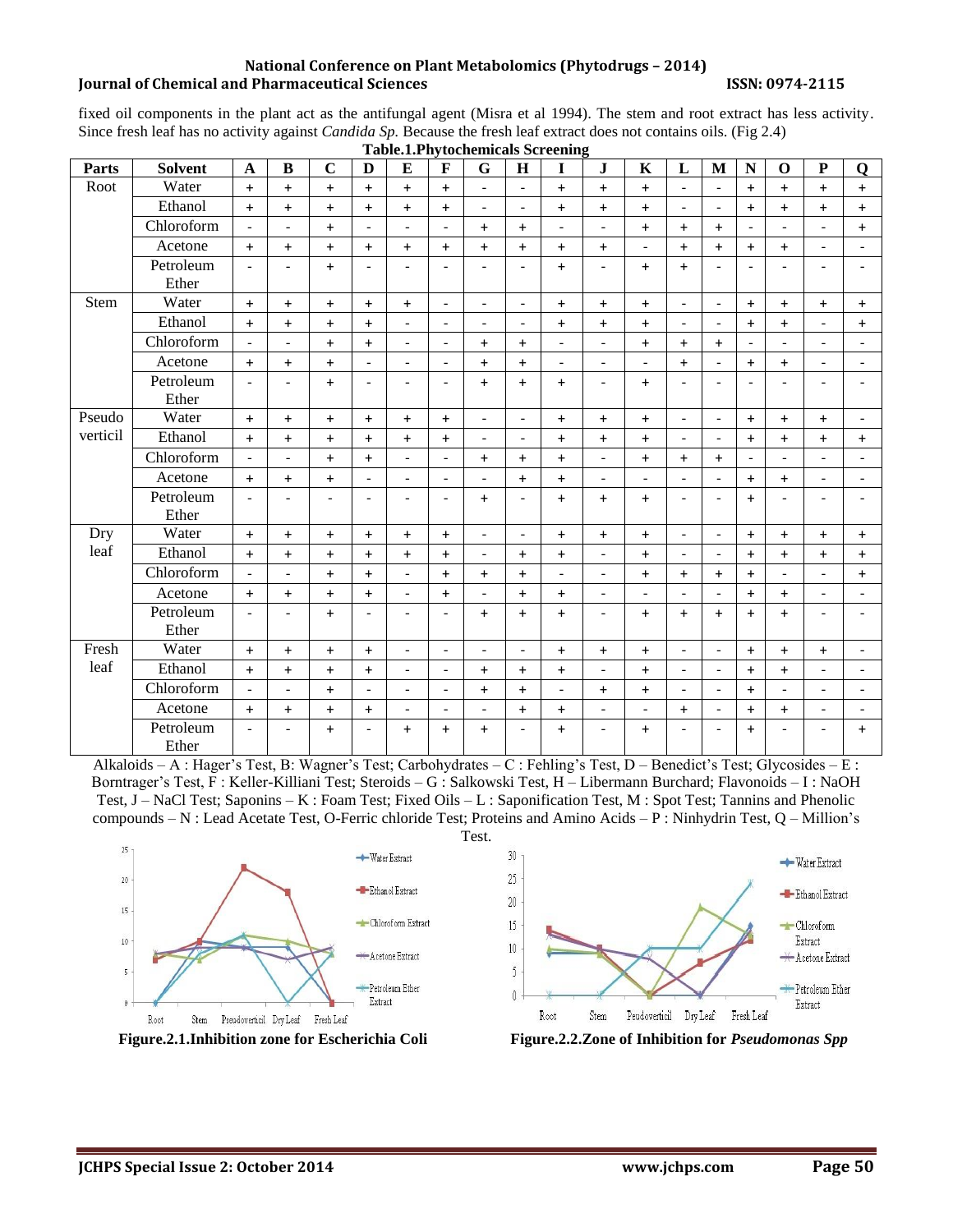fixed oil components in the plant act as the antifungal agent (Misra et al 1994). The stem and root extract has less activity. Since fresh leaf has no activity against *Candida Sp.* Because the fresh leaf extract does not contains oils. (Fig 2.4)

**Table.1.Phytochemicals Screening**

| Parts | Solvent | A | B | C | D | E | F | G | H | I | J | K | L | M | N | O | P | Q |
|---|---|---|---|---|---|---|---|---|---|---|---|---|---|---|---|---|---|---|
| Root | Water | + | + | + | + | + | + | - | - | + | + | + | - | - | + | + | + | + |
| | Ethanol | + | + | + | + | + | + | - | - | + | + | + | - | - | + | + | + | + |
| | Chloroform | - | - | + | - | - | - | + | + | - | - | + | + | + | - | - | - | + |
| | Acetone | + | + | + | + | + | + | + | + | + | + | - | + | + | + | + | - | - |
| | Petroleum Ether | - | - | + | - | - | - | - | - | + | - | + | + | - | - | - | - | - |
| Stem | Water | + | + | + | + | + | - | - | - | + | + | + | - | - | + | + | + | + |
| | Ethanol | + | + | + | + | - | - | - | - | + | + | + | - | - | + | + | - | + |
| | Chloroform | - | - | + | + | - | - | + | + | - | - | + | + | + | - | - | - | - |
| | Acetone | + | + | + | - | - | - | + | + | - | - | - | + | - | + | + | - | - |
| | Petroleum Ether | - | - | + | - | - | - | + | + | + | - | + | - | - | - | - | - | - |
| Pseudo verticil | Water | + | + | + | + | + | + | - | - | + | + | + | - | - | + | + | + | - |
| | Ethanol | + | + | + | + | + | + | - | - | + | + | + | - | - | + | + | + | + |
| | Chloroform | - | - | + | + | - | - | + | + | + | - | + | + | + | - | - | - | - |
| | Acetone | + | + | + | - | - | - | - | + | + | - | - | - | - | + | + | - | - |
| | Petroleum Ether | - | - | - | - | - | - | + | - | + | + | + | - | - | + | - | - | - |
| Dry leaf | Water | + | + | + | + | + | + | - | - | + | + | + | - | - | + | + | + | + |
| | Ethanol | + | + | + | + | + | + | - | + | + | - | + | - | - | + | + | + | + |
| | Chloroform | - | - | + | + | - | + | + | + | - | - | + | + | + | + | - | - | + |
| | Acetone | + | + | + | + | - | + | - | + | + | - | - | - | - | + | + | - | - |
| | Petroleum Ether | - | - | + | - | - | - | + | + | + | - | + | + | + | + | + | - | - |
| Fresh leaf | Water | + | + | + | + | - | - | - | - | + | + | + | - | - | + | + | + | - |
| | Ethanol | + | + | + | + | - | - | + | + | + | - | + | - | - | + | + | - | - |
| | Chloroform | - | - | + | - | - | - | + | + | - | + | + | - | - | + | - | - | - |
| | Acetone | + | + | + | + | - | - | - | + | + | - | - | + | - | + | + | - | - |
| | Petroleum Ether | - | - | + | - | + | + | + | - | + | - | + | - | - | + | - | - | + |

Alkaloids – A : Hager's Test, B: Wagner's Test; Carbohydrates – C : Fehling's Test, D – Benedict's Test; Glycosides – E : Borntrager's Test, F : Keller-Killiani Test; Steroids – G : Salkowski Test, H – Libermann Burchard; Flavonoids – I : NaOH Test, J – NaCl Test; Saponins – K : Foam Test; Fixed Oils – L : Saponification Test, M : Spot Test; Tannins and Phenolic compounds – N : Lead Acetate Test, O-Ferric chloride Test; Proteins and Amino Acids – P : Ninhydrin Test, Q – Million's Test.

**Figure.2.1.Inhibition zone for Escherichia Coli**

**Figure.2.2.Zone of Inhibition for *Pseudomonas Spp***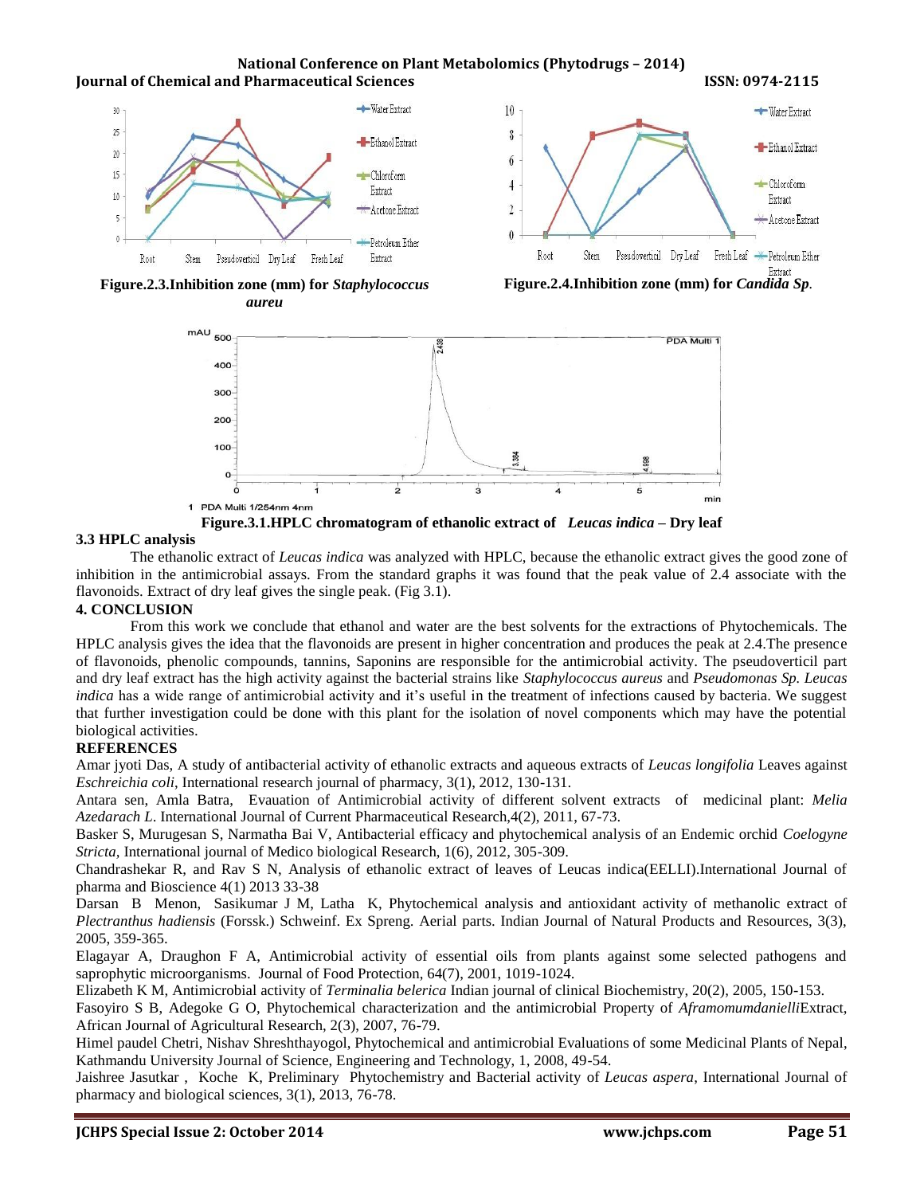Figure.2.3.Inhibition zone (mm) for *Staphylococcus aureu*

Figure.2.4.Inhibition zone (mm) for *Candida Sp*.

Figure.3.1.HPLC chromatogram of ethanolic extract of *Leucas indica* – Dry leaf

### 3.3 HPLC analysis

The ethanolic extract of *Leucas indica* was analyzed with HPLC, because the ethanolic extract gives the good zone of inhibition in the antimicrobial assays. From the standard graphs it was found that the peak value of 2.4 associate with the flavonoids. Extract of dry leaf gives the single peak. (Fig 3.1).

## 4. CONCLUSION

From this work we conclude that ethanol and water are the best solvents for the extractions of Phytochemicals. The HPLC analysis gives the idea that the flavonoids are present in higher concentration and produces the peak at 2.4.The presence of flavonoids, phenolic compounds, tannins, Saponins are responsible for the antimicrobial activity. The pseudoverticil part and dry leaf extract has the high activity against the bacterial strains like *Staphylococcus aureus* and *Pseudomonas Sp. Leucas indica* has a wide range of antimicrobial activity and it's useful in the treatment of infections caused by bacteria. We suggest that further investigation could be done with this plant for the isolation of novel components which may have the potential biological activities.

## REFERENCES

Amar jyoti Das, A study of antibacterial activity of ethanolic extracts and aqueous extracts of *Leucas longifolia* Leaves against *Eschreichia coli*, International research journal of pharmacy, 3(1), 2012, 130-131.

Antara sen, Amla Batra, Evauation of Antimicrobial activity of different solvent extracts of medicinal plant: *Melia Azedarach L*. International Journal of Current Pharmaceutical Research,4(2), 2011, 67-73.

Basker S, Murugesan S, Narmatha Bai V, Antibacterial efficacy and phytochemical analysis of an Endemic orchid *Coelogyne Stricta*, International journal of Medico biological Research, 1(6), 2012, 305-309.

Chandrashekar R, and Rav S N, Analysis of ethanolic extract of leaves of Leucas indica(EELLI).International Journal of pharma and Bioscience 4(1) 2013 33-38

Darsan B Menon, Sasikumar J M, Latha K, Phytochemical analysis and antioxidant activity of methanolic extract of *Plectranthus hadiensis* (Forssk.) Schweinf. Ex Spreng. Aerial parts. Indian Journal of Natural Products and Resources, 3(3), 2005, 359-365.

Elagayar A, Draughon F A, Antimicrobial activity of essential oils from plants against some selected pathogens and saprophytic microorganisms. Journal of Food Protection, 64(7), 2001, 1019-1024.

Elizabeth K M, Antimicrobial activity of *Terminalia belerica* Indian journal of clinical Biochemistry, 20(2), 2005, 150-153.

Fasoyiro S B, Adegoke G O, Phytochemical characterization and the antimicrobial Property of *Aframomumdanielli*Extract, African Journal of Agricultural Research, 2(3), 2007, 76-79.

Himel paudel Chetri, Nishav Shreshthayogol, Phytochemical and antimicrobial Evaluations of some Medicinal Plants of Nepal, Kathmandu University Journal of Science, Engineering and Technology, 1, 2008, 49-54.

Jaishree Jasutkar , Koche K, Preliminary Phytochemistry and Bacterial activity of *Leucas aspera*, International Journal of pharmacy and biological sciences, 3(1), 2013, 76-78.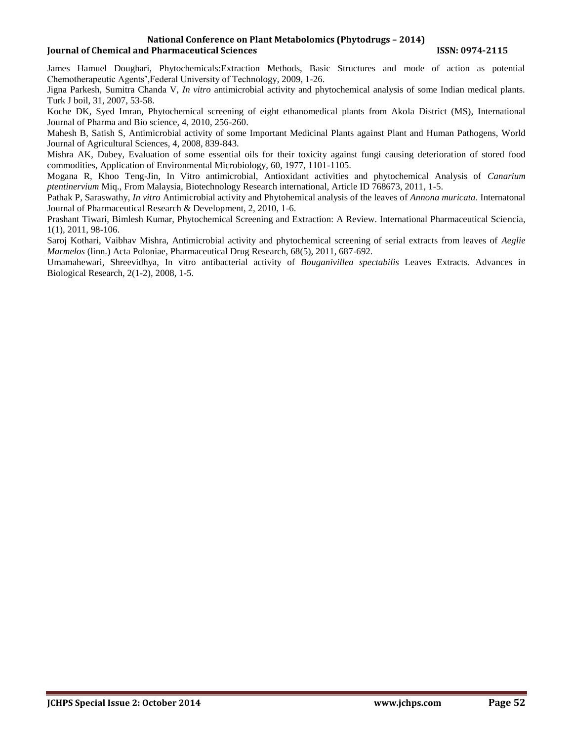James Hamuel Doughari, Phytochemicals:Extraction Methods, Basic Structures and mode of action as potential Chemotherapeutic Agents',Federal University of Technology, 2009, 1-26.

Jigna Parkesh, Sumitra Chanda V, *In vitro* antimicrobial activity and phytochemical analysis of some Indian medical plants. Turk J boil, 31, 2007, 53-58.

Koche DK, Syed Imran, Phytochemical screening of eight ethanomedical plants from Akola District (MS), International Journal of Pharma and Bio science, 4, 2010, 256-260.

Mahesh B, Satish S, Antimicrobial activity of some Important Medicinal Plants against Plant and Human Pathogens, World Journal of Agricultural Sciences, 4, 2008, 839-843.

Mishra AK, Dubey, Evaluation of some essential oils for their toxicity against fungi causing deterioration of stored food commodities, Application of Environmental Microbiology, 60, 1977, 1101-1105.

Mogana R, Khoo Teng-Jin, In Vitro antimicrobial, Antioxidant activities and phytochemical Analysis of *Canarium ptentinervium* Miq., From Malaysia, Biotechnology Research international, Article ID 768673, 2011, 1-5.

Pathak P, Saraswathy, *In vitro* Antimicrobial activity and Phytohemical analysis of the leaves of *Annona muricata*. Internatonal Journal of Pharmaceutical Research & Development, 2, 2010, 1-6.

Prashant Tiwari, Bimlesh Kumar, Phytochemical Screening and Extraction: A Review. International Pharmaceutical Sciencia, 1(1), 2011, 98-106.

Saroj Kothari, Vaibhav Mishra, Antimicrobial activity and phytochemical screening of serial extracts from leaves of *Aeglie Marmelos* (linn.) Acta Poloniae, Pharmaceutical Drug Research, 68(5), 2011, 687-692.

Umamahewari, Shreevidhya, In vitro antibacterial activity of *Bouganivillea spectabilis* Leaves Extracts. Advances in Biological Research, 2(1-2), 2008, 1-5.